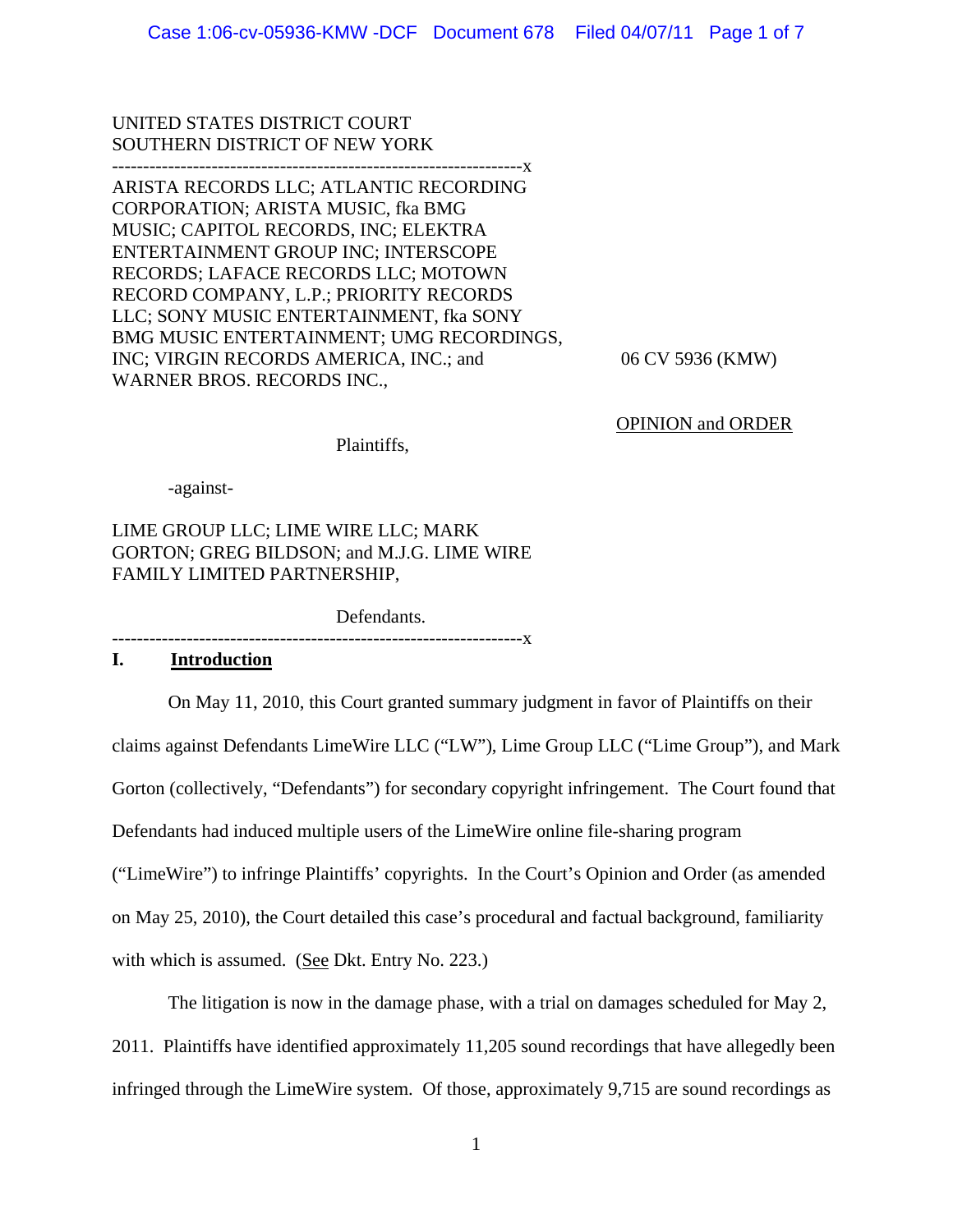UNITED STATES DISTRICT COURT
SOUTHERN DISTRICT OF NEW YORK

------------------------------------------------------------------x

ARISTA RECORDS LLC; ATLANTIC RECORDING CORPORATION; ARISTA MUSIC, fka BMG MUSIC; CAPITOL RECORDS, INC; ELEKTRA ENTERTAINMENT GROUP INC; INTERSCOPE RECORDS; LAFACE RECORDS LLC; MOTOWN RECORD COMPANY, L.P.; PRIORITY RECORDS LLC; SONY MUSIC ENTERTAINMENT, fka SONY BMG MUSIC ENTERTAINMENT; UMG RECORDINGS, INC; VIRGIN RECORDS AMERICA, INC.; and WARNER BROS. RECORDS INC.,

Plaintiffs,

-against-

LIME GROUP LLC; LIME WIRE LLC; MARK GORTON; GREG BILDSON; and M.J.G. LIME WIRE FAMILY LIMITED PARTNERSHIP,

Defendants.

------------------------------------------------------------------x

06 CV 5936 (KMW)

OPINION and ORDER

## I. Introduction

On May 11, 2010, this Court granted summary judgment in favor of Plaintiffs on their claims against Defendants LimeWire LLC ("LW"), Lime Group LLC ("Lime Group"), and Mark Gorton (collectively, "Defendants") for secondary copyright infringement. The Court found that Defendants had induced multiple users of the LimeWire online file-sharing program ("LimeWire") to infringe Plaintiffs' copyrights. In the Court's Opinion and Order (as amended on May 25, 2010), the Court detailed this case's procedural and factual background, familiarity with which is assumed. (See Dkt. Entry No. 223.)

The litigation is now in the damage phase, with a trial on damages scheduled for May 2, 2011. Plaintiffs have identified approximately 11,205 sound recordings that have allegedly been infringed through the LimeWire system. Of those, approximately 9,715 are sound recordings as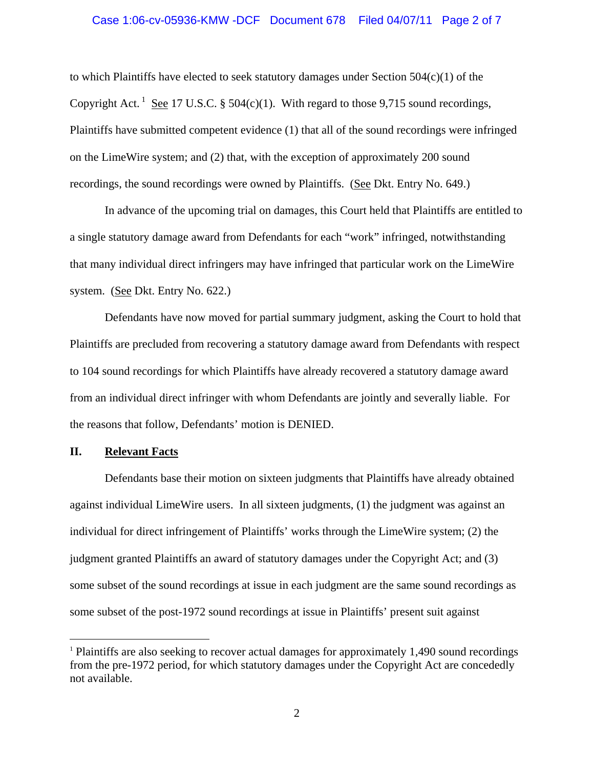to which Plaintiffs have elected to seek statutory damages under Section 504(c)(1) of the Copyright Act.[1] See 17 U.S.C. § 504(c)(1). With regard to those 9,715 sound recordings, Plaintiffs have submitted competent evidence (1) that all of the sound recordings were infringed on the LimeWire system; and (2) that, with the exception of approximately 200 sound recordings, the sound recordings were owned by Plaintiffs. (See Dkt. Entry No. 649.)

In advance of the upcoming trial on damages, this Court held that Plaintiffs are entitled to a single statutory damage award from Defendants for each "work" infringed, notwithstanding that many individual direct infringers may have infringed that particular work on the LimeWire system. (See Dkt. Entry No. 622.)

Defendants have now moved for partial summary judgment, asking the Court to hold that Plaintiffs are precluded from recovering a statutory damage award from Defendants with respect to 104 sound recordings for which Plaintiffs have already recovered a statutory damage award from an individual direct infringer with whom Defendants are jointly and severally liable. For the reasons that follow, Defendants' motion is DENIED.

## II. Relevant Facts

Defendants base their motion on sixteen judgments that Plaintiffs have already obtained against individual LimeWire users. In all sixteen judgments, (1) the judgment was against an individual for direct infringement of Plaintiffs' works through the LimeWire system; (2) the judgment granted Plaintiffs an award of statutory damages under the Copyright Act; and (3) some subset of the sound recordings at issue in each judgment are the same sound recordings as some subset of the post-1972 sound recordings at issue in Plaintiffs' present suit against

---

[1] Plaintiffs are also seeking to recover actual damages for approximately 1,490 sound recordings from the pre-1972 period, for which statutory damages under the Copyright Act are concededly not available.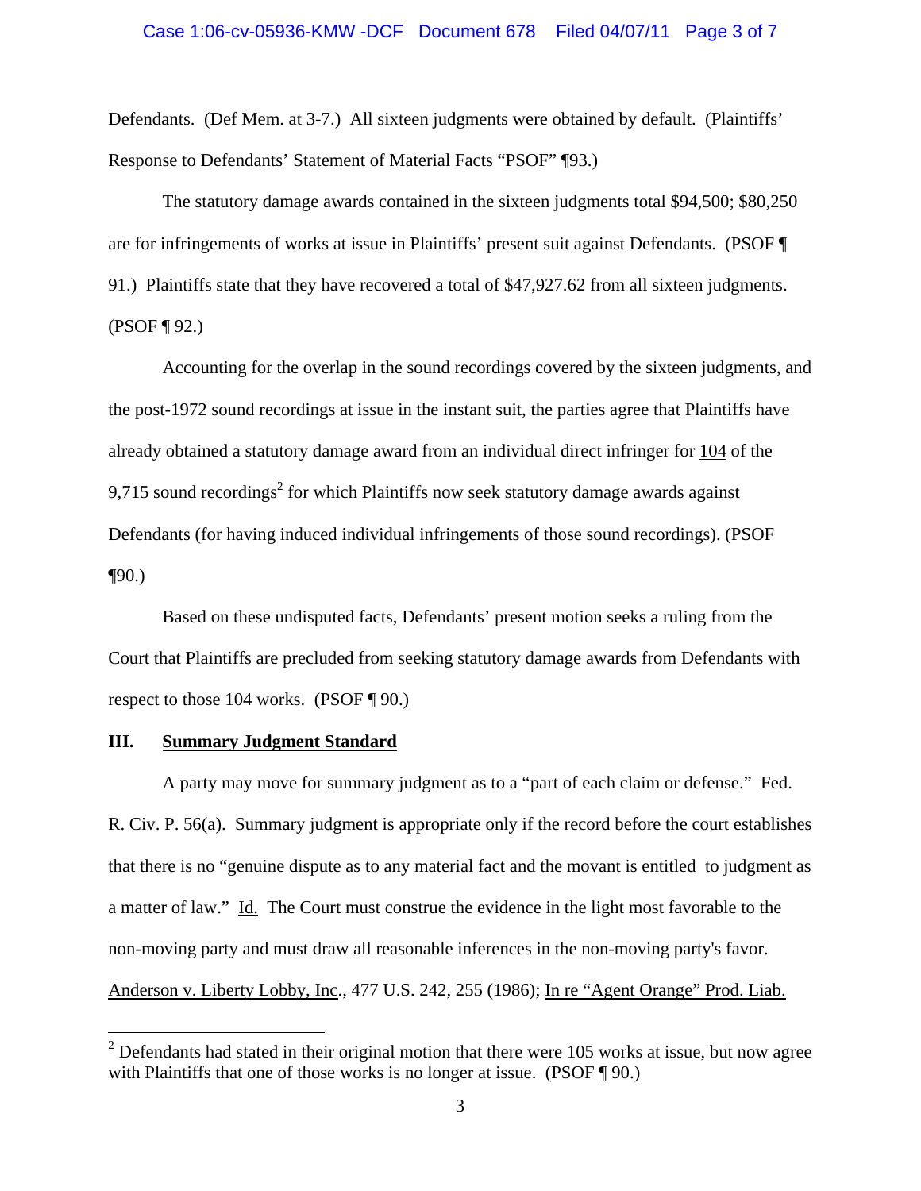Defendants. (Def Mem. at 3-7.) All sixteen judgments were obtained by default. (Plaintiffs' Response to Defendants' Statement of Material Facts "PSOF" ¶93.)

The statutory damage awards contained in the sixteen judgments total $94,500; $80,250 are for infringements of works at issue in Plaintiffs' present suit against Defendants. (PSOF ¶ 91.) Plaintiffs state that they have recovered a total of $47,927.62 from all sixteen judgments. (PSOF ¶ 92.)

Accounting for the overlap in the sound recordings covered by the sixteen judgments, and the post-1972 sound recordings at issue in the instant suit, the parties agree that Plaintiffs have already obtained a statutory damage award from an individual direct infringer for <u>104</u> of the 9,715 sound recordings[2] for which Plaintiffs now seek statutory damage awards against Defendants (for having induced individual infringements of those sound recordings). (PSOF ¶90.)

Based on these undisputed facts, Defendants' present motion seeks a ruling from the Court that Plaintiffs are precluded from seeking statutory damage awards from Defendants with respect to those 104 works. (PSOF ¶ 90.)

## III. <u>Summary Judgment Standard</u>

A party may move for summary judgment as to a "part of each claim or defense." Fed. R. Civ. P. 56(a). Summary judgment is appropriate only if the record before the court establishes that there is no "genuine dispute as to any material fact and the movant is entitled to judgment as a matter of law." <u>Id.</u> The Court must construe the evidence in the light most favorable to the non-moving party and must draw all reasonable inferences in the non-moving party's favor. <u>Anderson v. Liberty Lobby, Inc.</u>, 477 U.S. 242, 255 (1986); <u>In re "Agent Orange" Prod. Liab.</u>

---

[2] Defendants had stated in their original motion that there were 105 works at issue, but now agree with Plaintiffs that one of those works is no longer at issue. (PSOF ¶ 90.)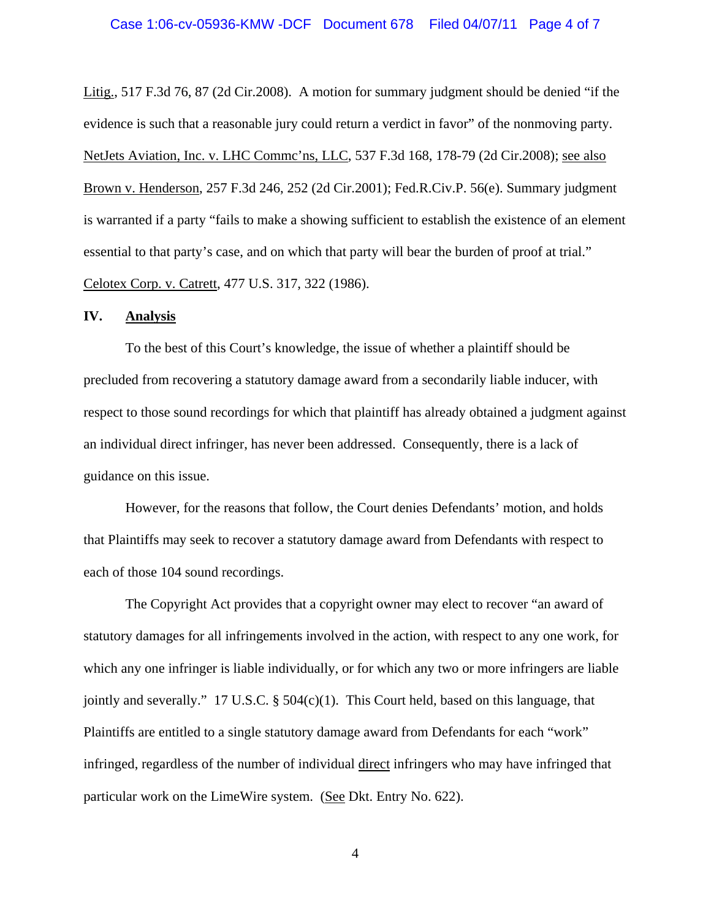Litig., 517 F.3d 76, 87 (2d Cir.2008). A motion for summary judgment should be denied "if the evidence is such that a reasonable jury could return a verdict in favor" of the nonmoving party. NetJets Aviation, Inc. v. LHC Commc'ns, LLC, 537 F.3d 168, 178-79 (2d Cir.2008); see also Brown v. Henderson, 257 F.3d 246, 252 (2d Cir.2001); Fed.R.Civ.P. 56(e). Summary judgment is warranted if a party "fails to make a showing sufficient to establish the existence of an element essential to that party's case, and on which that party will bear the burden of proof at trial." Celotex Corp. v. Catrett, 477 U.S. 317, 322 (1986).

## IV. Analysis

To the best of this Court's knowledge, the issue of whether a plaintiff should be precluded from recovering a statutory damage award from a secondarily liable inducer, with respect to those sound recordings for which that plaintiff has already obtained a judgment against an individual direct infringer, has never been addressed. Consequently, there is a lack of guidance on this issue.

However, for the reasons that follow, the Court denies Defendants' motion, and holds that Plaintiffs may seek to recover a statutory damage award from Defendants with respect to each of those 104 sound recordings.

The Copyright Act provides that a copyright owner may elect to recover "an award of statutory damages for all infringements involved in the action, with respect to any one work, for which any one infringer is liable individually, or for which any two or more infringers are liable jointly and severally." 17 U.S.C. § 504(c)(1). This Court held, based on this language, that Plaintiffs are entitled to a single statutory damage award from Defendants for each "work" infringed, regardless of the number of individual direct infringers who may have infringed that particular work on the LimeWire system. (See Dkt. Entry No. 622).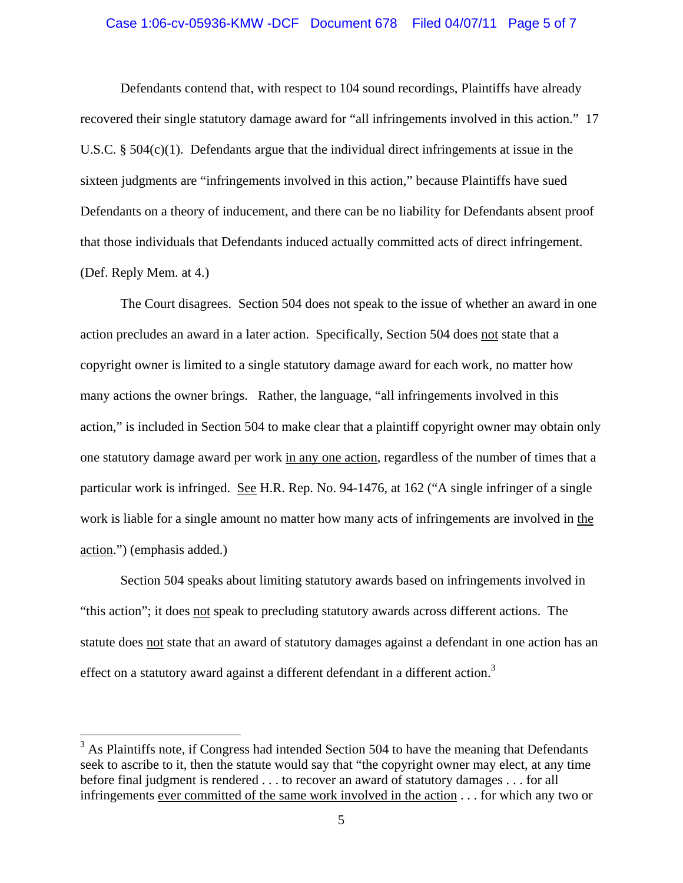Defendants contend that, with respect to 104 sound recordings, Plaintiffs have already recovered their single statutory damage award for "all infringements involved in this action." 17 U.S.C. § 504(c)(1). Defendants argue that the individual direct infringements at issue in the sixteen judgments are "infringements involved in this action," because Plaintiffs have sued Defendants on a theory of inducement, and there can be no liability for Defendants absent proof that those individuals that Defendants induced actually committed acts of direct infringement. (Def. Reply Mem. at 4.)

The Court disagrees. Section 504 does not speak to the issue of whether an award in one action precludes an award in a later action. Specifically, Section 504 does <u>not</u> state that a copyright owner is limited to a single statutory damage award for each work, no matter how many actions the owner brings. Rather, the language, "all infringements involved in this action," is included in Section 504 to make clear that a plaintiff copyright owner may obtain only one statutory damage award per work <u>in any one action</u>, regardless of the number of times that a particular work is infringed. <u>See</u> H.R. Rep. No. 94-1476, at 162 ("A single infringer of a single work is liable for a single amount no matter how many acts of infringements are involved in <u>the action</u>.") (emphasis added.)

Section 504 speaks about limiting statutory awards based on infringements involved in "this action"; it does <u>not</u> speak to precluding statutory awards across different actions. The statute does <u>not</u> state that an award of statutory damages against a defendant in one action has an effect on a statutory award against a different defendant in a different action.[3]

---

[3] As Plaintiffs note, if Congress had intended Section 504 to have the meaning that Defendants seek to ascribe to it, then the statute would say that "the copyright owner may elect, at any time before final judgment is rendered . . . to recover an award of statutory damages . . . for all infringements <u>ever committed of the same work involved in the action</u> . . . for which any two or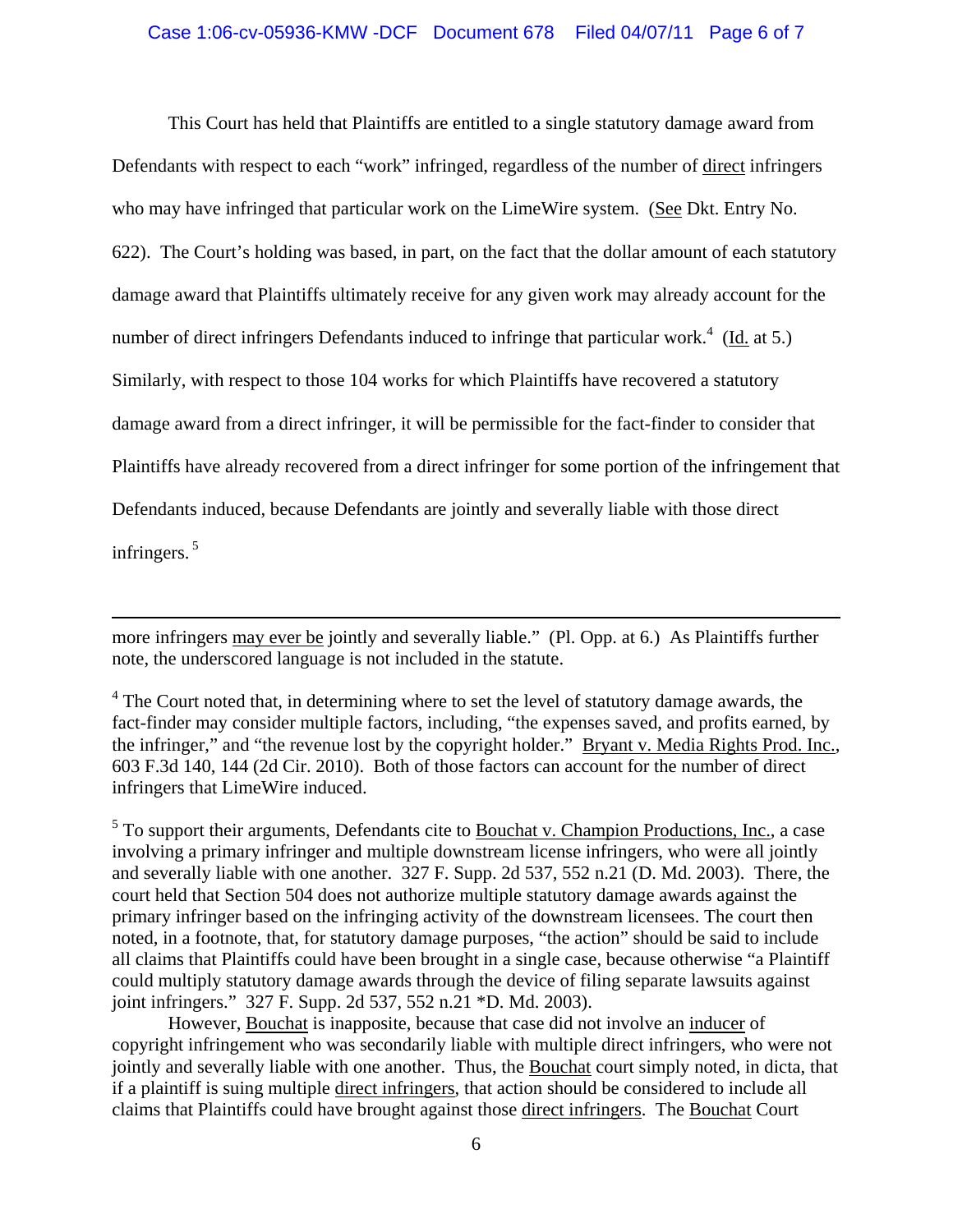This Court has held that Plaintiffs are entitled to a single statutory damage award from Defendants with respect to each "work" infringed, regardless of the number of direct infringers who may have infringed that particular work on the LimeWire system. (See Dkt. Entry No. 622). The Court's holding was based, in part, on the fact that the dollar amount of each statutory damage award that Plaintiffs ultimately receive for any given work may already account for the number of direct infringers Defendants induced to infringe that particular work.[4] (Id. at 5.) Similarly, with respect to those 104 works for which Plaintiffs have recovered a statutory damage award from a direct infringer, it will be permissible for the fact-finder to consider that Plaintiffs have already recovered from a direct infringer for some portion of the infringement that Defendants induced, because Defendants are jointly and severally liable with those direct infringers.[5]

---

more infringers may ever be jointly and severally liable." (Pl. Opp. at 6.) As Plaintiffs further note, the underscored language is not included in the statute.

[4] The Court noted that, in determining where to set the level of statutory damage awards, the fact-finder may consider multiple factors, including, "the expenses saved, and profits earned, by the infringer," and "the revenue lost by the copyright holder." Bryant v. Media Rights Prod. Inc., 603 F.3d 140, 144 (2d Cir. 2010). Both of those factors can account for the number of direct infringers that LimeWire induced.

[5] To support their arguments, Defendants cite to Bouchat v. Champion Productions, Inc., a case involving a primary infringer and multiple downstream license infringers, who were all jointly and severally liable with one another. 327 F. Supp. 2d 537, 552 n.21 (D. Md. 2003). There, the court held that Section 504 does not authorize multiple statutory damage awards against the primary infringer based on the infringing activity of the downstream licensees. The court then noted, in a footnote, that, for statutory damage purposes, "the action" should be said to include all claims that Plaintiffs could have been brought in a single case, because otherwise "a Plaintiff could multiply statutory damage awards through the device of filing separate lawsuits against joint infringers." 327 F. Supp. 2d 537, 552 n.21 *D. Md. 2003).

However, Bouchat is inapposite, because that case did not involve an inducer of copyright infringement who was secondarily liable with multiple direct infringers, who were not jointly and severally liable with one another. Thus, the Bouchat court simply noted, in dicta, that if a plaintiff is suing multiple direct infringers, that action should be considered to include all claims that Plaintiffs could have brought against those direct infringers. The Bouchat Court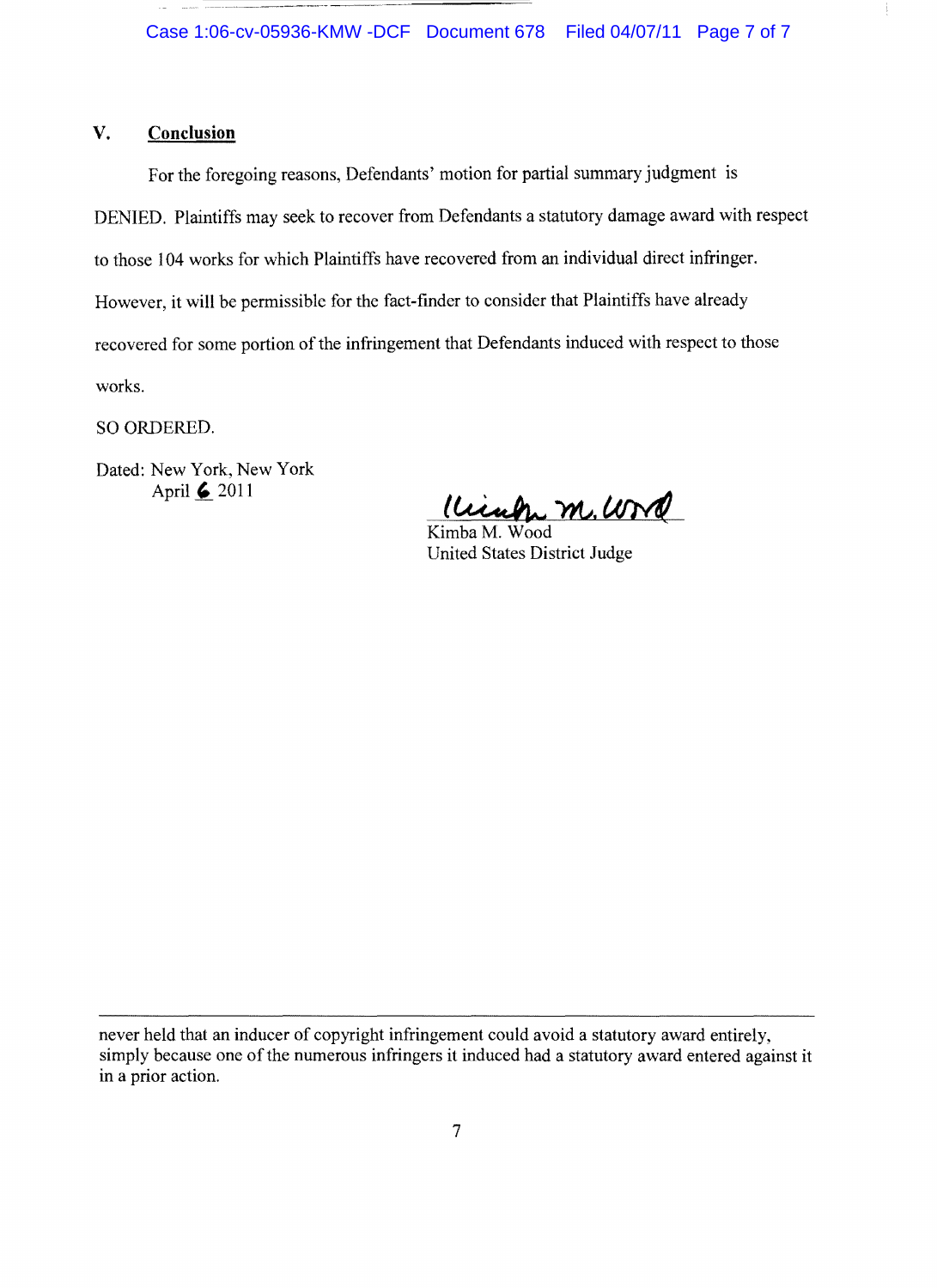## V. **Conclusion**

For the foregoing reasons, Defendants' motion for partial summary judgment is DENIED. Plaintiffs may seek to recover from Defendants a statutory damage award with respect to those 104 works for which Plaintiffs have recovered from an individual direct infringer. However, it will be permissible for the fact-finder to consider that Plaintiffs have already recovered for some portion of the infringement that Defendants induced with respect to those works.

SO ORDERED.

Dated: New York, New York
April 6 2011

Kimba M. Wood
United States District Judge

---

never held that an inducer of copyright infringement could avoid a statutory award entirely, simply because one of the numerous infringers it induced had a statutory award entered against it in a prior action.